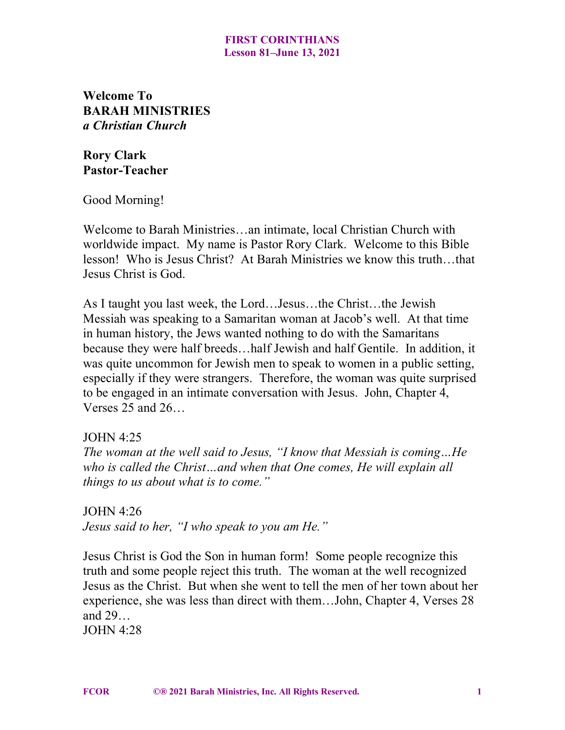**FIRST CORINTHIANS**
**Lesson 81–June 13, 2021**

**Welcome To**
**BARAH MINISTRIES**
***a Christian Church***

**Rory Clark**
**Pastor-Teacher**

Good Morning!

Welcome to Barah Ministries…an intimate, local Christian Church with worldwide impact. My name is Pastor Rory Clark. Welcome to this Bible lesson! Who is Jesus Christ? At Barah Ministries we know this truth…that Jesus Christ is God.

As I taught you last week, the Lord…Jesus…the Christ…the Jewish Messiah was speaking to a Samaritan woman at Jacob's well. At that time in human history, the Jews wanted nothing to do with the Samaritans because they were half breeds…half Jewish and half Gentile. In addition, it was quite uncommon for Jewish men to speak to women in a public setting, especially if they were strangers. Therefore, the woman was quite surprised to be engaged in an intimate conversation with Jesus. John, Chapter 4, Verses 25 and 26…

JOHN 4:25
*The woman at the well said to Jesus, "I know that Messiah is coming…He who is called the Christ…and when that One comes, He will explain all things to us about what is to come."*

JOHN 4:26
*Jesus said to her, "I who speak to you am He."*

Jesus Christ is God the Son in human form! Some people recognize this truth and some people reject this truth. The woman at the well recognized Jesus as the Christ. But when she went to tell the men of her town about her experience, she was less than direct with them…John, Chapter 4, Verses 28 and 29…

JOHN 4:28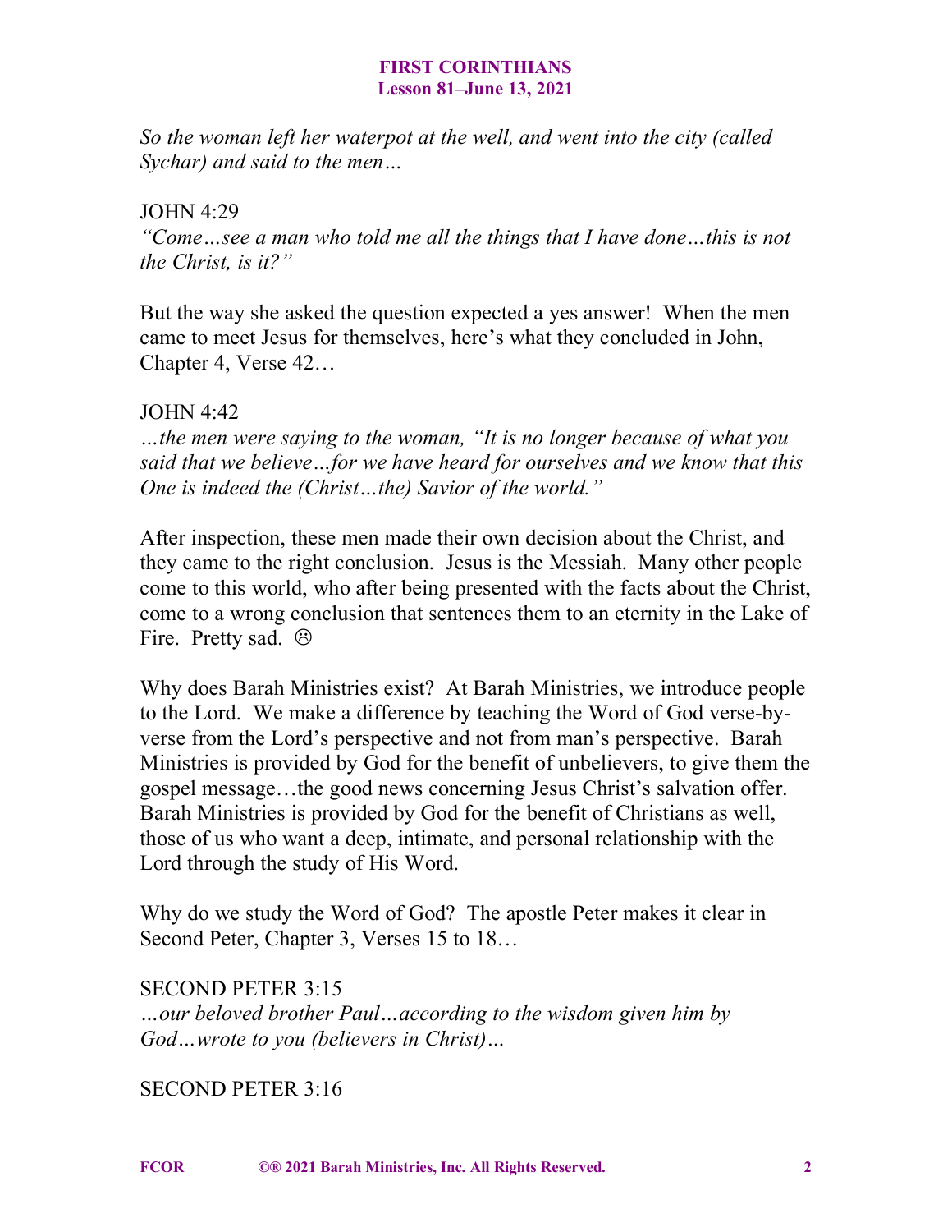*So the woman left her waterpot at the well, and went into the city (called Sychar) and said to the men…*

JOHN 4:29
*"Come…see a man who told me all the things that I have done…this is not the Christ, is it?"*

But the way she asked the question expected a yes answer! When the men came to meet Jesus for themselves, here's what they concluded in John, Chapter 4, Verse 42…

JOHN 4:42
*…the men were saying to the woman, "It is no longer because of what you said that we believe…for we have heard for ourselves and we know that this One is indeed the (Christ…the) Savior of the world."*

After inspection, these men made their own decision about the Christ, and they came to the right conclusion. Jesus is the Messiah. Many other people come to this world, who after being presented with the facts about the Christ, come to a wrong conclusion that sentences them to an eternity in the Lake of Fire. Pretty sad. ☹

Why does Barah Ministries exist? At Barah Ministries, we introduce people to the Lord. We make a difference by teaching the Word of God verse-by-verse from the Lord's perspective and not from man's perspective. Barah Ministries is provided by God for the benefit of unbelievers, to give them the gospel message…the good news concerning Jesus Christ's salvation offer. Barah Ministries is provided by God for the benefit of Christians as well, those of us who want a deep, intimate, and personal relationship with the Lord through the study of His Word.

Why do we study the Word of God? The apostle Peter makes it clear in Second Peter, Chapter 3, Verses 15 to 18…

SECOND PETER 3:15
*…our beloved brother Paul…according to the wisdom given him by God…wrote to you (believers in Christ)…*

SECOND PETER 3:16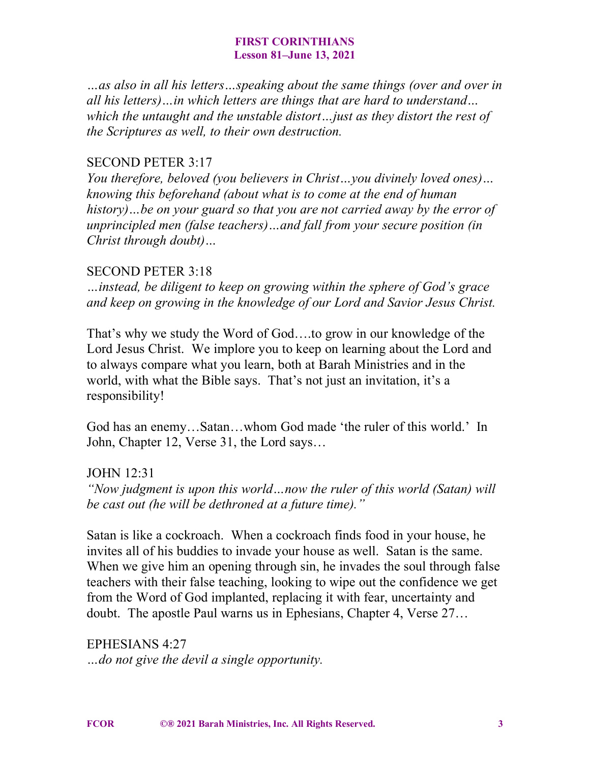*…as also in all his letters…speaking about the same things (over and over in all his letters)…in which letters are things that are hard to understand… which the untaught and the unstable distort…just as they distort the rest of the Scriptures as well, to their own destruction.*

SECOND PETER 3:17
*You therefore, beloved (you believers in Christ…you divinely loved ones)… knowing this beforehand (about what is to come at the end of human history)…be on your guard so that you are not carried away by the error of unprincipled men (false teachers)…and fall from your secure position (in Christ through doubt)…*

SECOND PETER 3:18
*…instead, be diligent to keep on growing within the sphere of God's grace and keep on growing in the knowledge of our Lord and Savior Jesus Christ.*

That's why we study the Word of God….to grow in our knowledge of the Lord Jesus Christ. We implore you to keep on learning about the Lord and to always compare what you learn, both at Barah Ministries and in the world, with what the Bible says. That's not just an invitation, it's a responsibility!

God has an enemy…Satan…whom God made 'the ruler of this world.' In John, Chapter 12, Verse 31, the Lord says…

JOHN 12:31
*"Now judgment is upon this world…now the ruler of this world (Satan) will be cast out (he will be dethroned at a future time)."*

Satan is like a cockroach. When a cockroach finds food in your house, he invites all of his buddies to invade your house as well. Satan is the same. When we give him an opening through sin, he invades the soul through false teachers with their false teaching, looking to wipe out the confidence we get from the Word of God implanted, replacing it with fear, uncertainty and doubt. The apostle Paul warns us in Ephesians, Chapter 4, Verse 27…

EPHESIANS 4:27
*…do not give the devil a single opportunity.*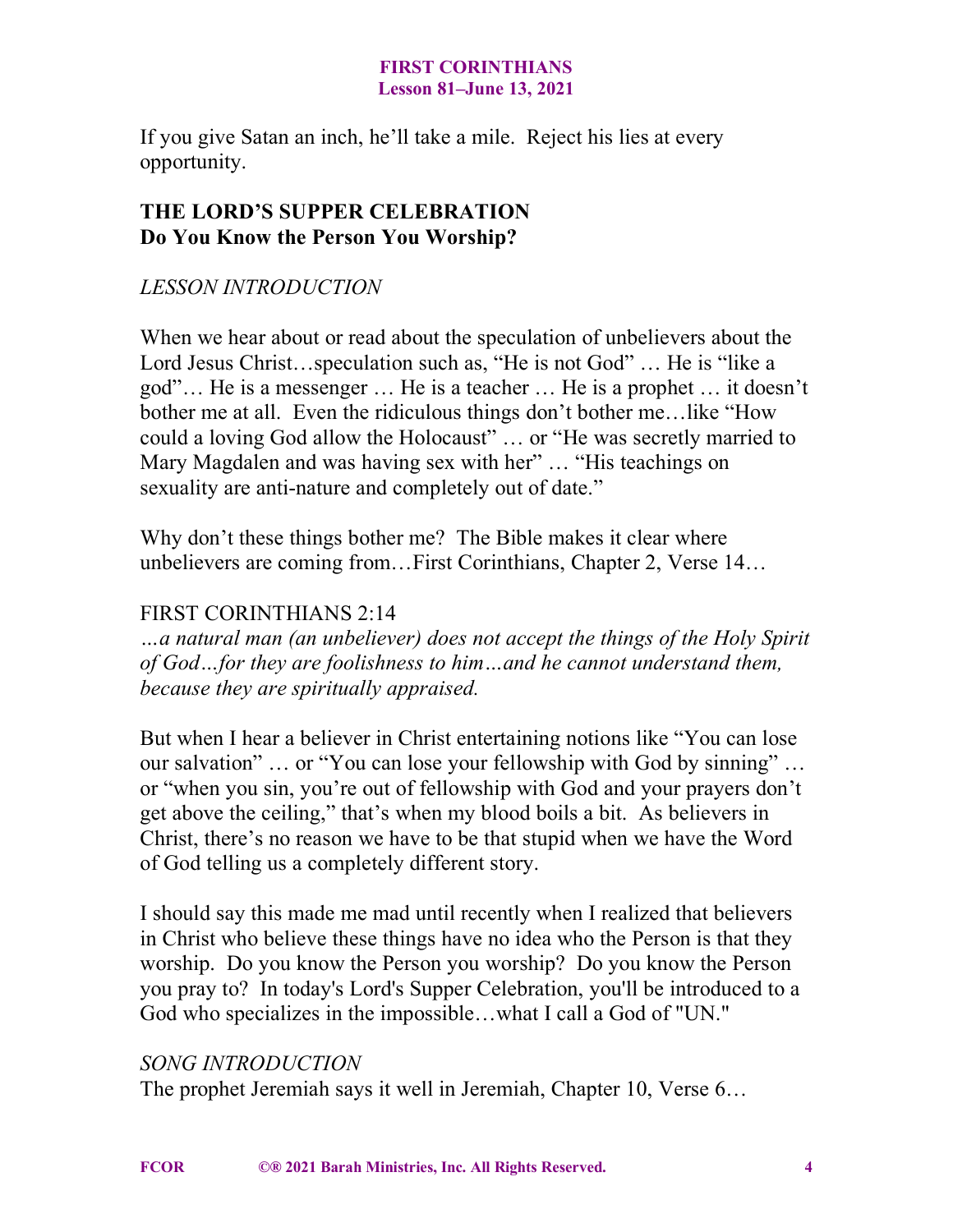If you give Satan an inch, he'll take a mile.  Reject his lies at every opportunity.

## THE LORD'S SUPPER CELEBRATION
## Do You Know the Person You Worship?

*LESSON INTRODUCTION*

When we hear about or read about the speculation of unbelievers about the Lord Jesus Christ…speculation such as, "He is not God" … He is "like a god"… He is a messenger … He is a teacher … He is a prophet … it doesn't bother me at all.  Even the ridiculous things don't bother me…like "How could a loving God allow the Holocaust" … or "He was secretly married to Mary Magdalen and was having sex with her" … "His teachings on sexuality are anti-nature and completely out of date."

Why don't these things bother me?  The Bible makes it clear where unbelievers are coming from…First Corinthians, Chapter 2, Verse 14…

FIRST CORINTHIANS 2:14
*…a natural man (an unbeliever) does not accept the things of the Holy Spirit of God…for they are foolishness to him…and he cannot understand them, because they are spiritually appraised.*

But when I hear a believer in Christ entertaining notions like "You can lose our salvation" … or "You can lose your fellowship with God by sinning" … or "when you sin, you're out of fellowship with God and your prayers don't get above the ceiling," that's when my blood boils a bit.  As believers in Christ, there's no reason we have to be that stupid when we have the Word of God telling us a completely different story.

I should say this made me mad until recently when I realized that believers in Christ who believe these things have no idea who the Person is that they worship.  Do you know the Person you worship?  Do you know the Person you pray to?  In today's Lord's Supper Celebration, you'll be introduced to a God who specializes in the impossible…what I call a God of "UN."

*SONG INTRODUCTION*
The prophet Jeremiah says it well in Jeremiah, Chapter 10, Verse 6…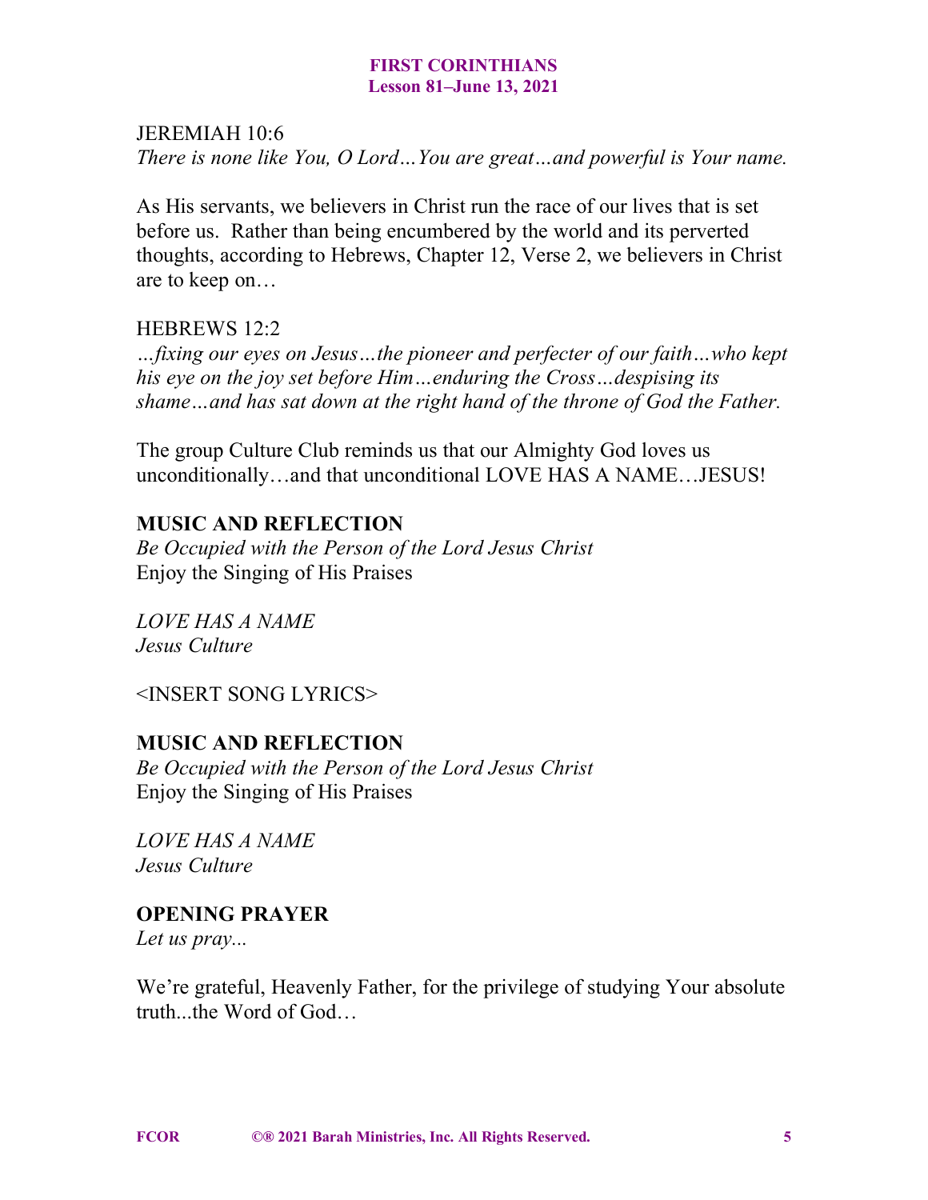**FIRST CORINTHIANS**
**Lesson 81–June 13, 2021**

JEREMIAH 10:6
*There is none like You, O Lord…You are great…and powerful is Your name.*

As His servants, we believers in Christ run the race of our lives that is set before us. Rather than being encumbered by the world and its perverted thoughts, according to Hebrews, Chapter 12, Verse 2, we believers in Christ are to keep on…

HEBREWS 12:2
*…fixing our eyes on Jesus…the pioneer and perfecter of our faith…who kept his eye on the joy set before Him…enduring the Cross…despising its shame…and has sat down at the right hand of the throne of God the Father.*

The group Culture Club reminds us that our Almighty God loves us unconditionally…and that unconditional LOVE HAS A NAME…JESUS!

**MUSIC AND REFLECTION**
*Be Occupied with the Person of the Lord Jesus Christ*
Enjoy the Singing of His Praises

*LOVE HAS A NAME*
*Jesus Culture*

<INSERT SONG LYRICS>

**MUSIC AND REFLECTION**
*Be Occupied with the Person of the Lord Jesus Christ*
Enjoy the Singing of His Praises

*LOVE HAS A NAME*
*Jesus Culture*

**OPENING PRAYER**
*Let us pray...*

We're grateful, Heavenly Father, for the privilege of studying Your absolute truth...the Word of God…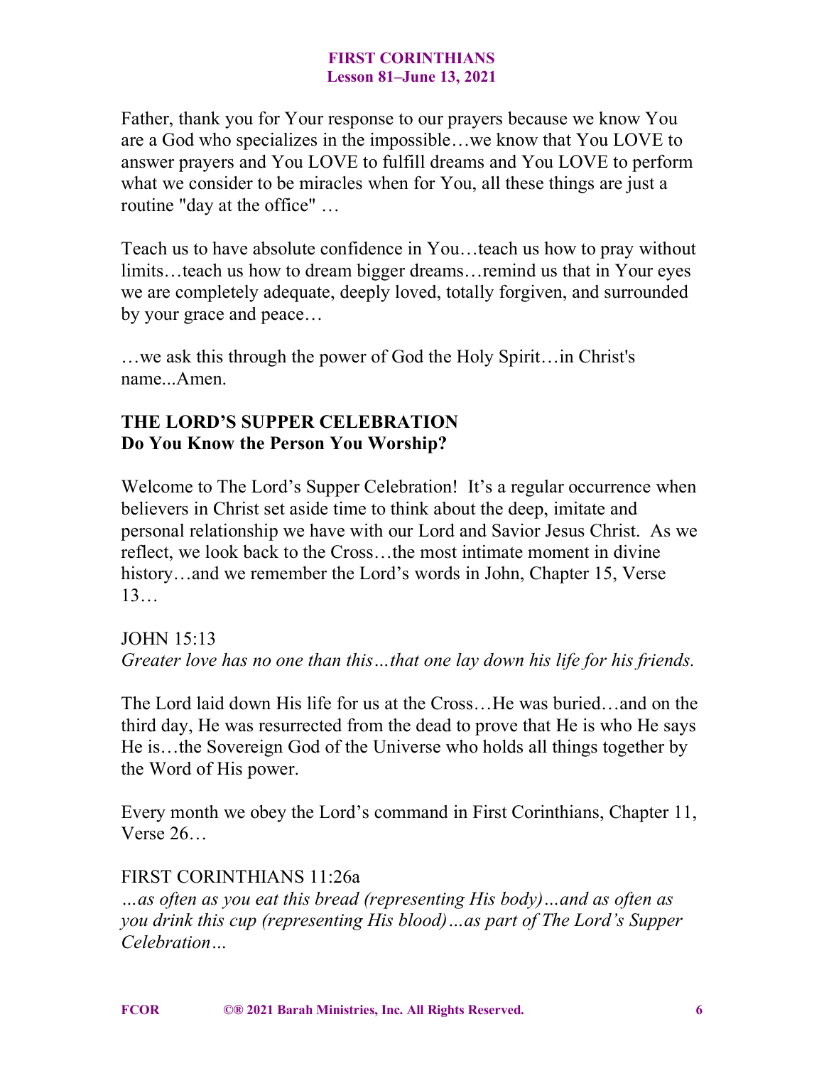Father, thank you for Your response to our prayers because we know You are a God who specializes in the impossible…we know that You LOVE to answer prayers and You LOVE to fulfill dreams and You LOVE to perform what we consider to be miracles when for You, all these things are just a routine "day at the office" …

Teach us to have absolute confidence in You…teach us how to pray without limits…teach us how to dream bigger dreams…remind us that in Your eyes we are completely adequate, deeply loved, totally forgiven, and surrounded by your grace and peace…

…we ask this through the power of God the Holy Spirit…in Christ's name...Amen.

**THE LORD'S SUPPER CELEBRATION**
**Do You Know the Person You Worship?**

Welcome to The Lord's Supper Celebration! It's a regular occurrence when believers in Christ set aside time to think about the deep, imitate and personal relationship we have with our Lord and Savior Jesus Christ. As we reflect, we look back to the Cross…the most intimate moment in divine history…and we remember the Lord's words in John, Chapter 15, Verse 13…

JOHN 15:13
*Greater love has no one than this…that one lay down his life for his friends.*

The Lord laid down His life for us at the Cross…He was buried…and on the third day, He was resurrected from the dead to prove that He is who He says He is…the Sovereign God of the Universe who holds all things together by the Word of His power.

Every month we obey the Lord's command in First Corinthians, Chapter 11, Verse 26…

FIRST CORINTHIANS 11:26a
*…as often as you eat this bread (representing His body)…and as often as you drink this cup (representing His blood)…as part of The Lord's Supper Celebration…*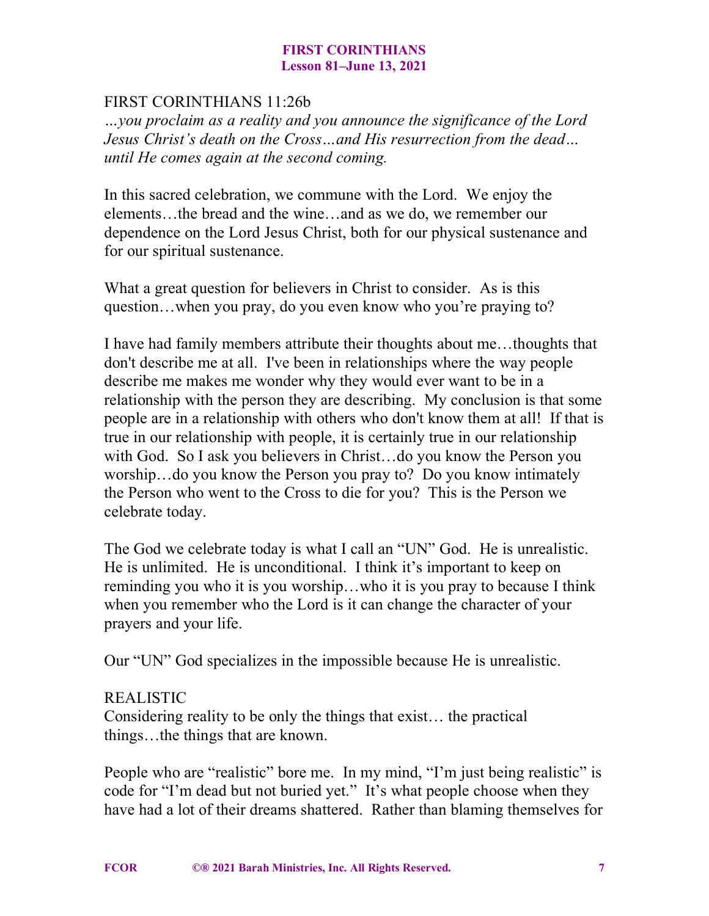FIRST CORINTHIANS 11:26b

*…you proclaim as a reality and you announce the significance of the Lord Jesus Christ's death on the Cross…and His resurrection from the dead… until He comes again at the second coming.*

In this sacred celebration, we commune with the Lord. We enjoy the elements…the bread and the wine…and as we do, we remember our dependence on the Lord Jesus Christ, both for our physical sustenance and for our spiritual sustenance.

What a great question for believers in Christ to consider. As is this question…when you pray, do you even know who you're praying to?

I have had family members attribute their thoughts about me…thoughts that don't describe me at all. I've been in relationships where the way people describe me makes me wonder why they would ever want to be in a relationship with the person they are describing. My conclusion is that some people are in a relationship with others who don't know them at all! If that is true in our relationship with people, it is certainly true in our relationship with God. So I ask you believers in Christ…do you know the Person you worship…do you know the Person you pray to? Do you know intimately the Person who went to the Cross to die for you? This is the Person we celebrate today.

The God we celebrate today is what I call an "UN" God. He is unrealistic. He is unlimited. He is unconditional. I think it's important to keep on reminding you who it is you worship…who it is you pray to because I think when you remember who the Lord is it can change the character of your prayers and your life.

Our "UN" God specializes in the impossible because He is unrealistic.

REALISTIC

Considering reality to be only the things that exist… the practical things…the things that are known.

People who are "realistic" bore me. In my mind, "I'm just being realistic" is code for "I'm dead but not buried yet." It's what people choose when they have had a lot of their dreams shattered. Rather than blaming themselves for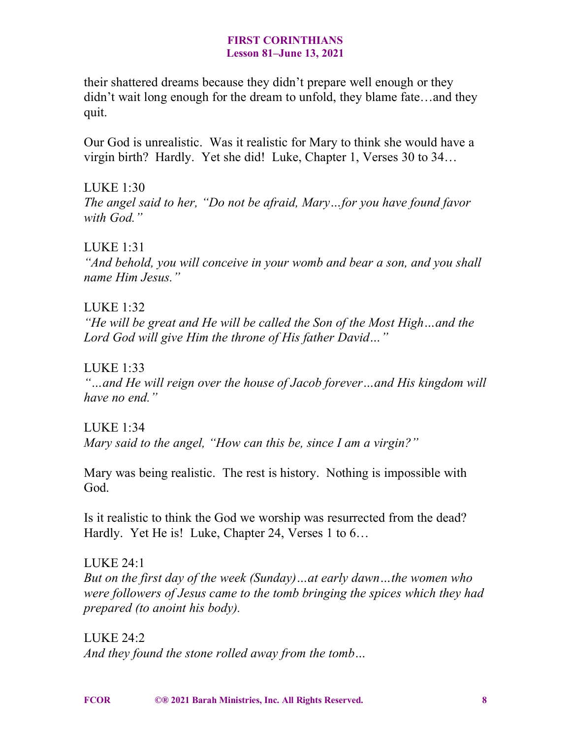their shattered dreams because they didn't prepare well enough or they didn't wait long enough for the dream to unfold, they blame fate…and they quit.

Our God is unrealistic. Was it realistic for Mary to think she would have a virgin birth? Hardly. Yet she did! Luke, Chapter 1, Verses 30 to 34…

LUKE 1:30
*The angel said to her, "Do not be afraid, Mary…for you have found favor with God."*

LUKE 1:31
*"And behold, you will conceive in your womb and bear a son, and you shall name Him Jesus."*

LUKE 1:32
*"He will be great and He will be called the Son of the Most High…and the Lord God will give Him the throne of His father David…"*

LUKE 1:33
*"…and He will reign over the house of Jacob forever…and His kingdom will have no end."*

LUKE 1:34
*Mary said to the angel, "How can this be, since I am a virgin?"*

Mary was being realistic. The rest is history. Nothing is impossible with God.

Is it realistic to think the God we worship was resurrected from the dead? Hardly. Yet He is! Luke, Chapter 24, Verses 1 to 6…

LUKE 24:1
*But on the first day of the week (Sunday)…at early dawn…the women who were followers of Jesus came to the tomb bringing the spices which they had prepared (to anoint his body).*

LUKE 24:2
*And they found the stone rolled away from the tomb…*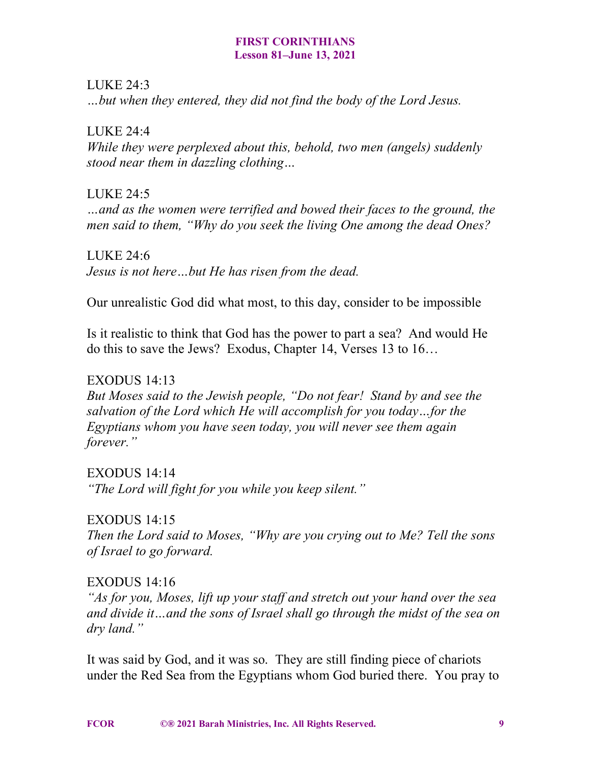LUKE 24:3
*…but when they entered, they did not find the body of the Lord Jesus.*

LUKE 24:4
*While they were perplexed about this, behold, two men (angels) suddenly stood near them in dazzling clothing…*

LUKE 24:5
*…and as the women were terrified and bowed their faces to the ground, the men said to them, "Why do you seek the living One among the dead Ones?*

LUKE 24:6
*Jesus is not here…but He has risen from the dead.*

Our unrealistic God did what most, to this day, consider to be impossible

Is it realistic to think that God has the power to part a sea? And would He do this to save the Jews? Exodus, Chapter 14, Verses 13 to 16…

EXODUS 14:13
*But Moses said to the Jewish people, "Do not fear! Stand by and see the salvation of the Lord which He will accomplish for you today…for the Egyptians whom you have seen today, you will never see them again forever."*

EXODUS 14:14
*"The Lord will fight for you while you keep silent."*

EXODUS 14:15
*Then the Lord said to Moses, "Why are you crying out to Me? Tell the sons of Israel to go forward.*

EXODUS 14:16
*"As for you, Moses, lift up your staff and stretch out your hand over the sea and divide it…and the sons of Israel shall go through the midst of the sea on dry land."*

It was said by God, and it was so. They are still finding piece of chariots under the Red Sea from the Egyptians whom God buried there. You pray to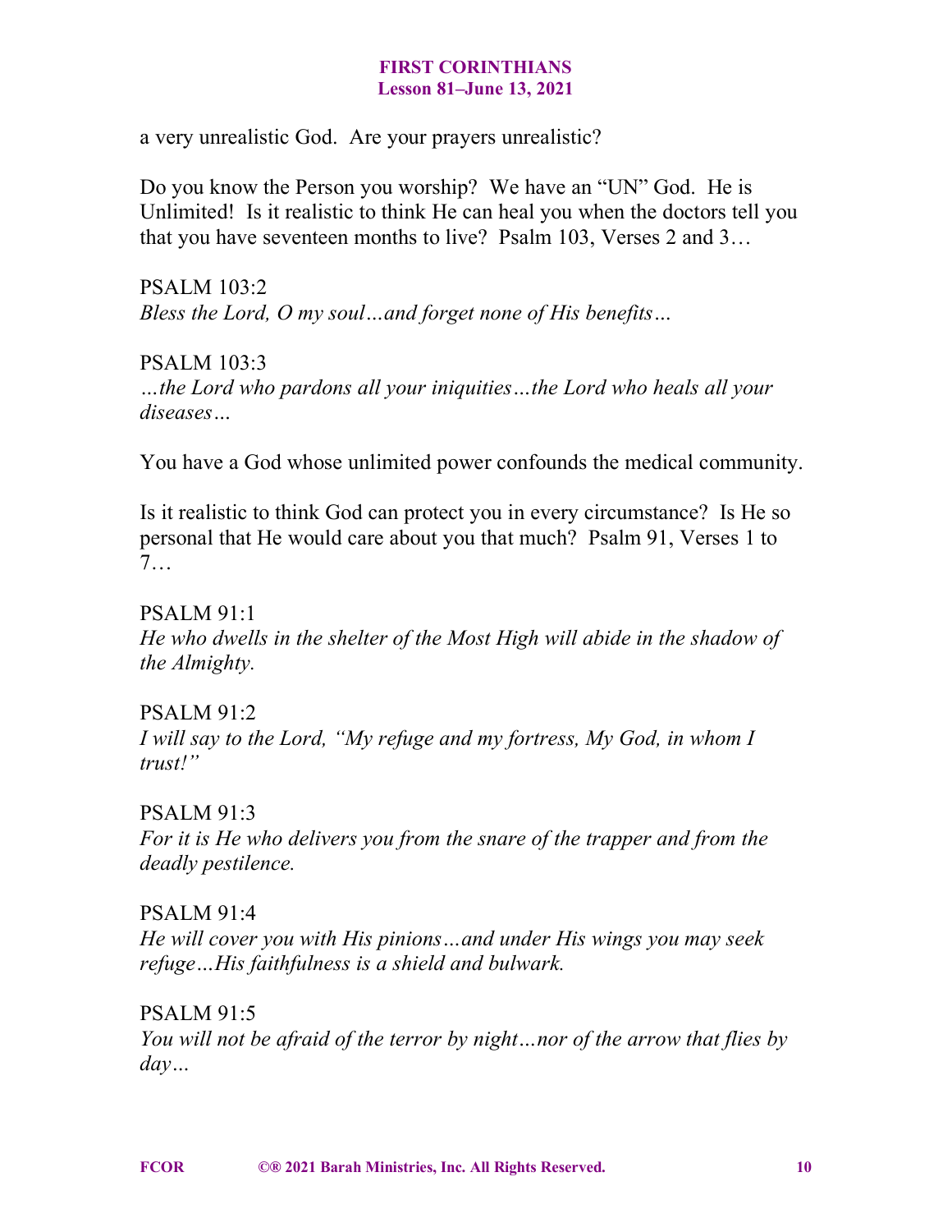a very unrealistic God. Are your prayers unrealistic?

Do you know the Person you worship? We have an "UN" God. He is Unlimited! Is it realistic to think He can heal you when the doctors tell you that you have seventeen months to live? Psalm 103, Verses 2 and 3…

PSALM 103:2
*Bless the Lord, O my soul…and forget none of His benefits…*

PSALM 103:3
*…the Lord who pardons all your iniquities…the Lord who heals all your diseases…*

You have a God whose unlimited power confounds the medical community.

Is it realistic to think God can protect you in every circumstance? Is He so personal that He would care about you that much? Psalm 91, Verses 1 to 7…

PSALM 91:1
*He who dwells in the shelter of the Most High will abide in the shadow of the Almighty.*

PSALM 91:2
*I will say to the Lord, "My refuge and my fortress, My God, in whom I trust!"*

PSALM 91:3
*For it is He who delivers you from the snare of the trapper and from the deadly pestilence.*

PSALM 91:4
*He will cover you with His pinions…and under His wings you may seek refuge…His faithfulness is a shield and bulwark.*

PSALM 91:5
*You will not be afraid of the terror by night…nor of the arrow that flies by day…*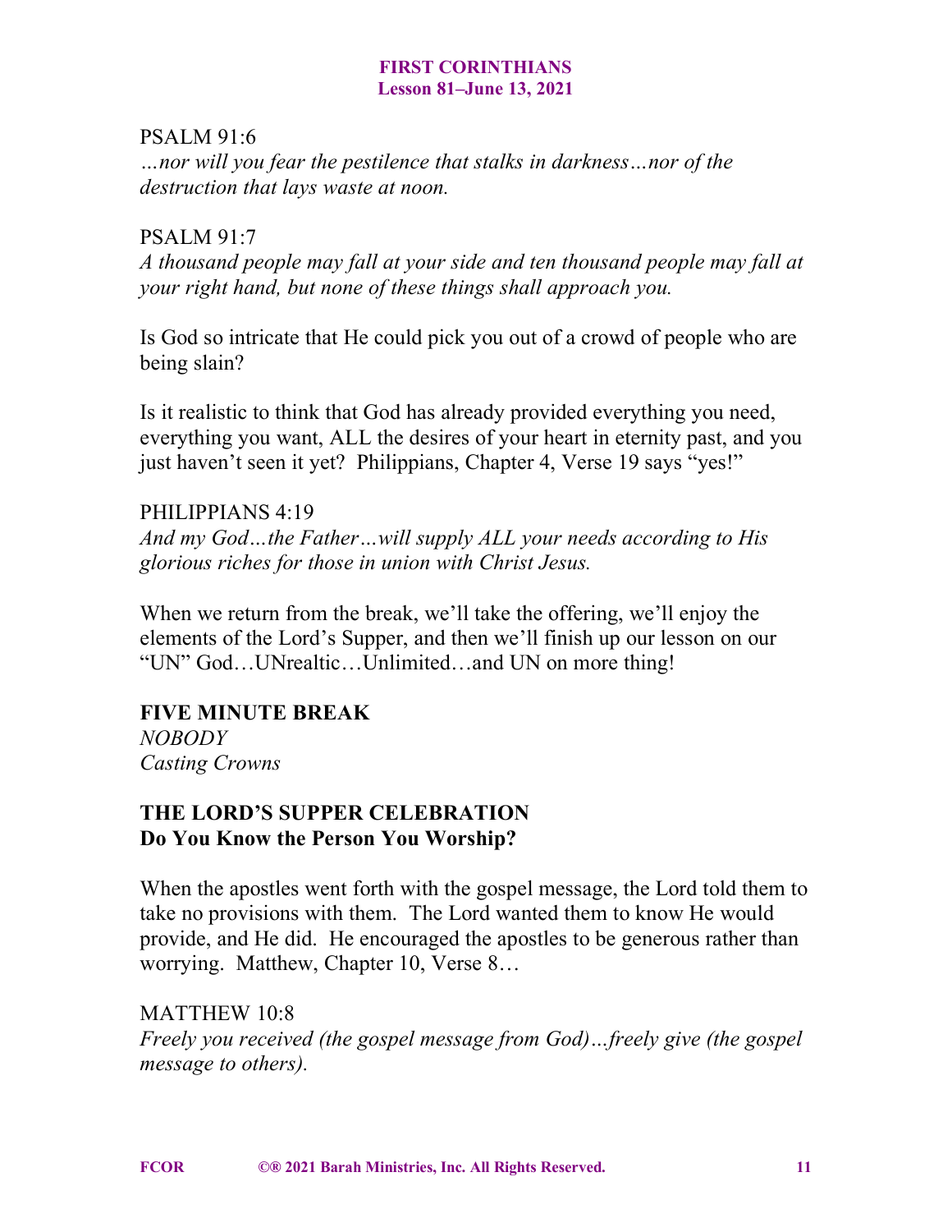PSALM 91:6
*…nor will you fear the pestilence that stalks in darkness…nor of the destruction that lays waste at noon.*

PSALM 91:7
*A thousand people may fall at your side and ten thousand people may fall at your right hand, but none of these things shall approach you.*

Is God so intricate that He could pick you out of a crowd of people who are being slain?

Is it realistic to think that God has already provided everything you need, everything you want, ALL the desires of your heart in eternity past, and you just haven't seen it yet? Philippians, Chapter 4, Verse 19 says "yes!"

PHILIPPIANS 4:19
*And my God…the Father…will supply ALL your needs according to His glorious riches for those in union with Christ Jesus.*

When we return from the break, we'll take the offering, we'll enjoy the elements of the Lord's Supper, and then we'll finish up our lesson on our "UN" God…UNrealtic…Unlimited…and UN on more thing!

**FIVE MINUTE BREAK**
*NOBODY*
*Casting Crowns*

**THE LORD'S SUPPER CELEBRATION**
**Do You Know the Person You Worship?**

When the apostles went forth with the gospel message, the Lord told them to take no provisions with them. The Lord wanted them to know He would provide, and He did. He encouraged the apostles to be generous rather than worrying. Matthew, Chapter 10, Verse 8…

MATTHEW 10:8
*Freely you received (the gospel message from God)…freely give (the gospel message to others).*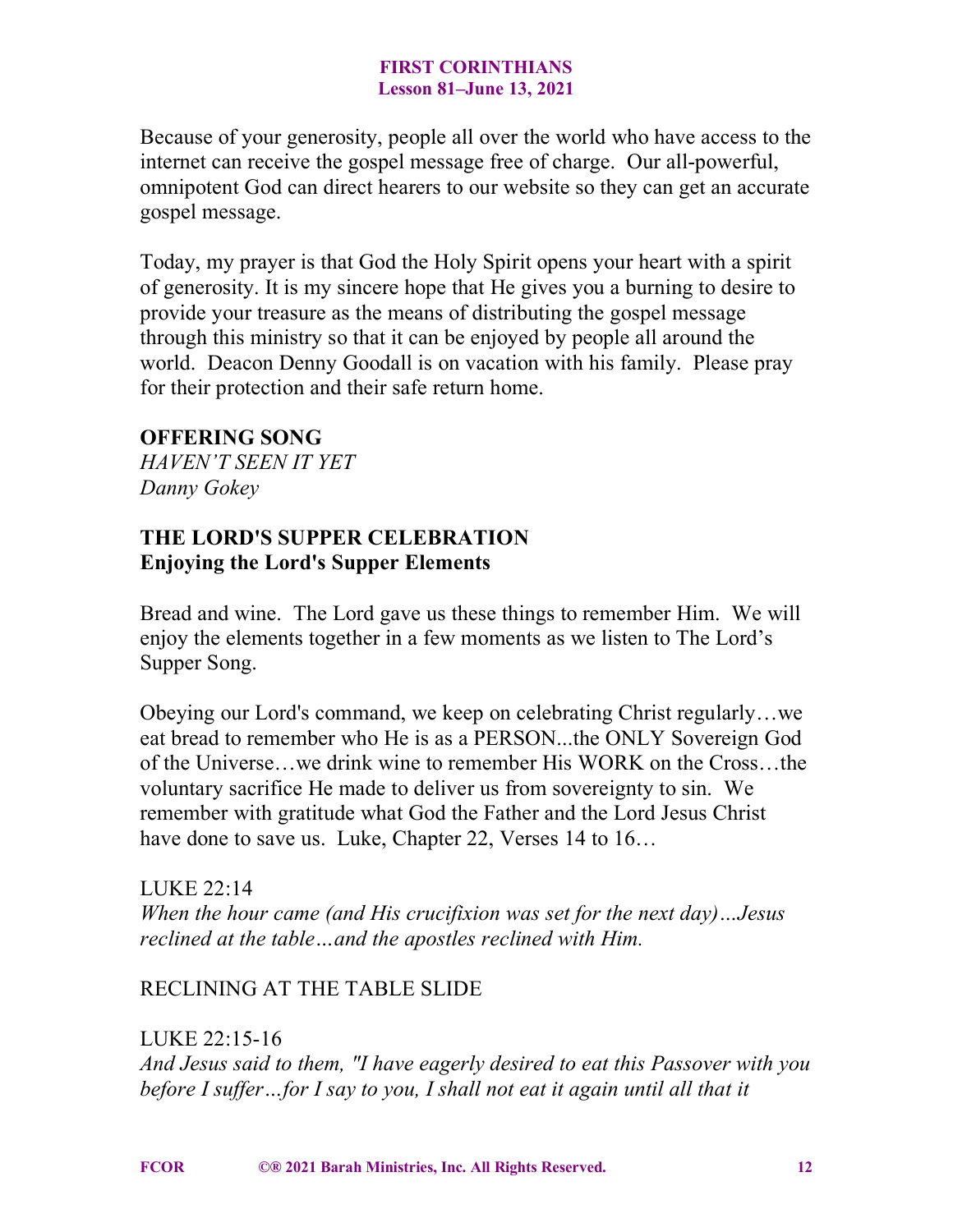Because of your generosity, people all over the world who have access to the internet can receive the gospel message free of charge. Our all-powerful, omnipotent God can direct hearers to our website so they can get an accurate gospel message.

Today, my prayer is that God the Holy Spirit opens your heart with a spirit of generosity. It is my sincere hope that He gives you a burning to desire to provide your treasure as the means of distributing the gospel message through this ministry so that it can be enjoyed by people all around the world. Deacon Denny Goodall is on vacation with his family. Please pray for their protection and their safe return home.

**OFFERING SONG**
*HAVEN'T SEEN IT YET*
*Danny Gokey*

**THE LORD'S SUPPER CELEBRATION**
**Enjoying the Lord's Supper Elements**

Bread and wine. The Lord gave us these things to remember Him. We will enjoy the elements together in a few moments as we listen to The Lord's Supper Song.

Obeying our Lord's command, we keep on celebrating Christ regularly…we eat bread to remember who He is as a PERSON...the ONLY Sovereign God of the Universe…we drink wine to remember His WORK on the Cross…the voluntary sacrifice He made to deliver us from sovereignty to sin. We remember with gratitude what God the Father and the Lord Jesus Christ have done to save us. Luke, Chapter 22, Verses 14 to 16…

LUKE 22:14
*When the hour came (and His crucifixion was set for the next day)…Jesus reclined at the table…and the apostles reclined with Him.*

RECLINING AT THE TABLE SLIDE

LUKE 22:15-16
*And Jesus said to them, "I have eagerly desired to eat this Passover with you before I suffer…for I say to you, I shall not eat it again until all that it*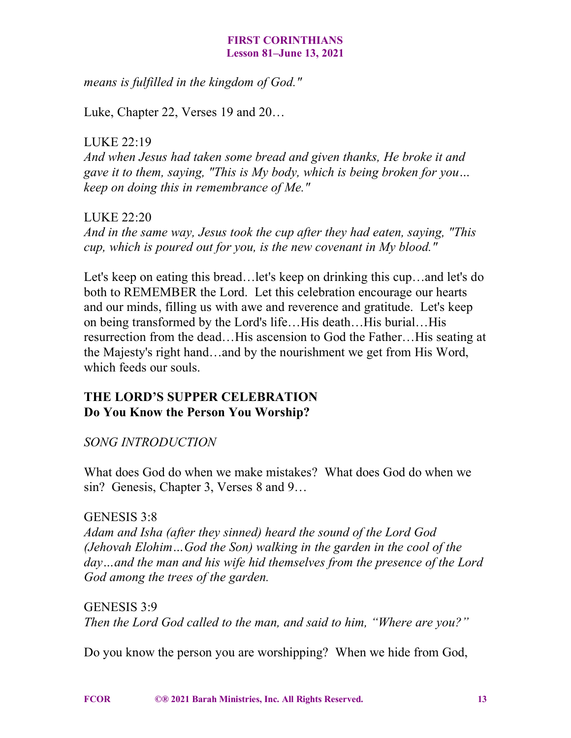*means is fulfilled in the kingdom of God."*

Luke, Chapter 22, Verses 19 and 20…

LUKE 22:19
*And when Jesus had taken some bread and given thanks, He broke it and gave it to them, saying, "This is My body, which is being broken for you… keep on doing this in remembrance of Me."*

LUKE 22:20
*And in the same way, Jesus took the cup after they had eaten, saying, "This cup, which is poured out for you, is the new covenant in My blood."*

Let's keep on eating this bread…let's keep on drinking this cup…and let's do both to REMEMBER the Lord. Let this celebration encourage our hearts and our minds, filling us with awe and reverence and gratitude. Let's keep on being transformed by the Lord's life…His death…His burial…His resurrection from the dead…His ascension to God the Father…His seating at the Majesty's right hand…and by the nourishment we get from His Word, which feeds our souls.

**THE LORD'S SUPPER CELEBRATION**
**Do You Know the Person You Worship?**

*SONG INTRODUCTION*

What does God do when we make mistakes? What does God do when we sin? Genesis, Chapter 3, Verses 8 and 9…

GENESIS 3:8
*Adam and Isha (after they sinned) heard the sound of the Lord God (Jehovah Elohim…God the Son) walking in the garden in the cool of the day…and the man and his wife hid themselves from the presence of the Lord God among the trees of the garden.*

GENESIS 3:9
*Then the Lord God called to the man, and said to him, "Where are you?"*

Do you know the person you are worshipping? When we hide from God,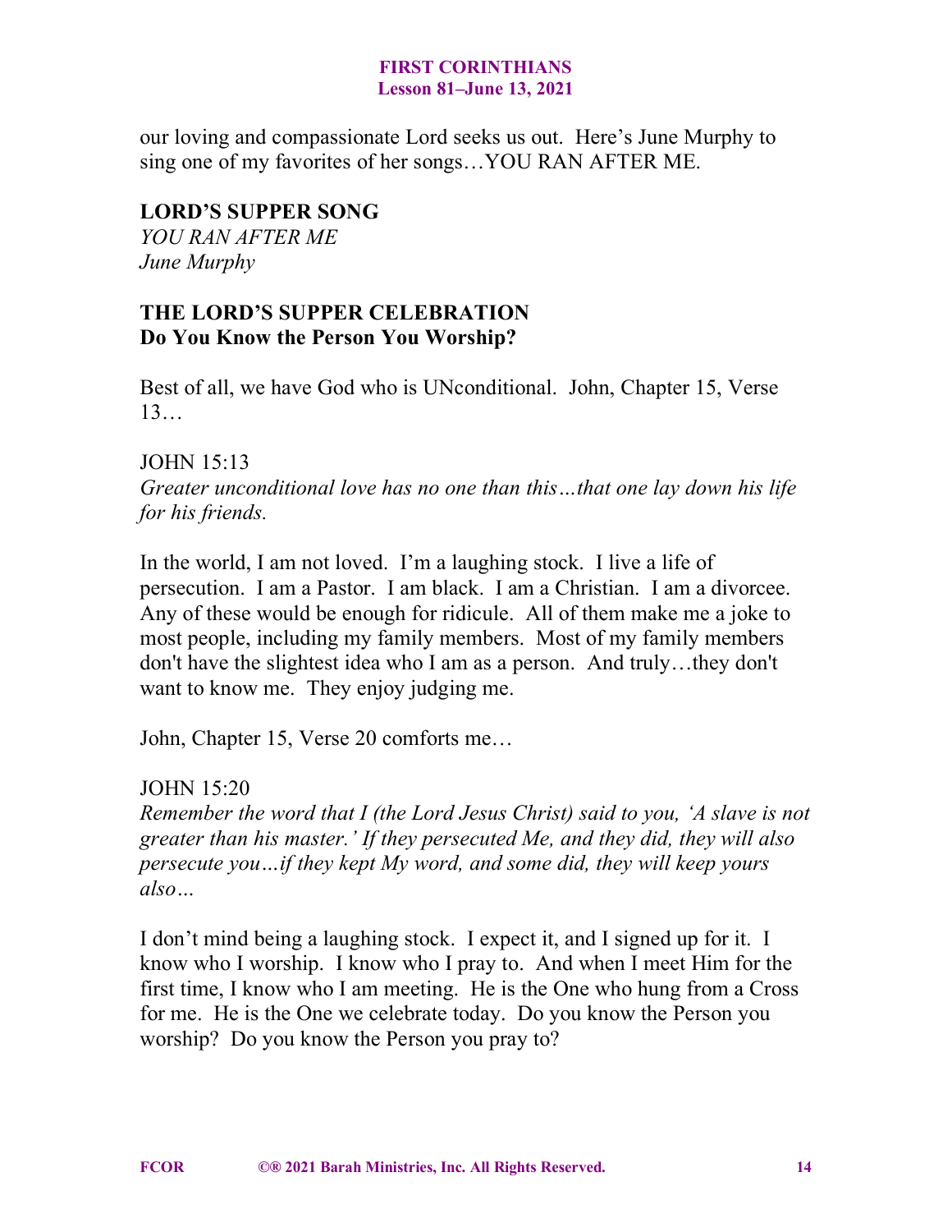our loving and compassionate Lord seeks us out. Here's June Murphy to sing one of my favorites of her songs…YOU RAN AFTER ME.

## LORD'S SUPPER SONG

*YOU RAN AFTER ME*
*June Murphy*

## THE LORD'S SUPPER CELEBRATION
**Do You Know the Person You Worship?**

Best of all, we have God who is UNconditional. John, Chapter 15, Verse 13…

JOHN 15:13
*Greater unconditional love has no one than this…that one lay down his life for his friends.*

In the world, I am not loved. I'm a laughing stock. I live a life of persecution. I am a Pastor. I am black. I am a Christian. I am a divorcee. Any of these would be enough for ridicule. All of them make me a joke to most people, including my family members. Most of my family members don't have the slightest idea who I am as a person. And truly…they don't want to know me. They enjoy judging me.

John, Chapter 15, Verse 20 comforts me…

JOHN 15:20
*Remember the word that I (the Lord Jesus Christ) said to you, 'A slave is not greater than his master.' If they persecuted Me, and they did, they will also persecute you…if they kept My word, and some did, they will keep yours also…*

I don't mind being a laughing stock. I expect it, and I signed up for it. I know who I worship. I know who I pray to. And when I meet Him for the first time, I know who I am meeting. He is the One who hung from a Cross for me. He is the One we celebrate today. Do you know the Person you worship? Do you know the Person you pray to?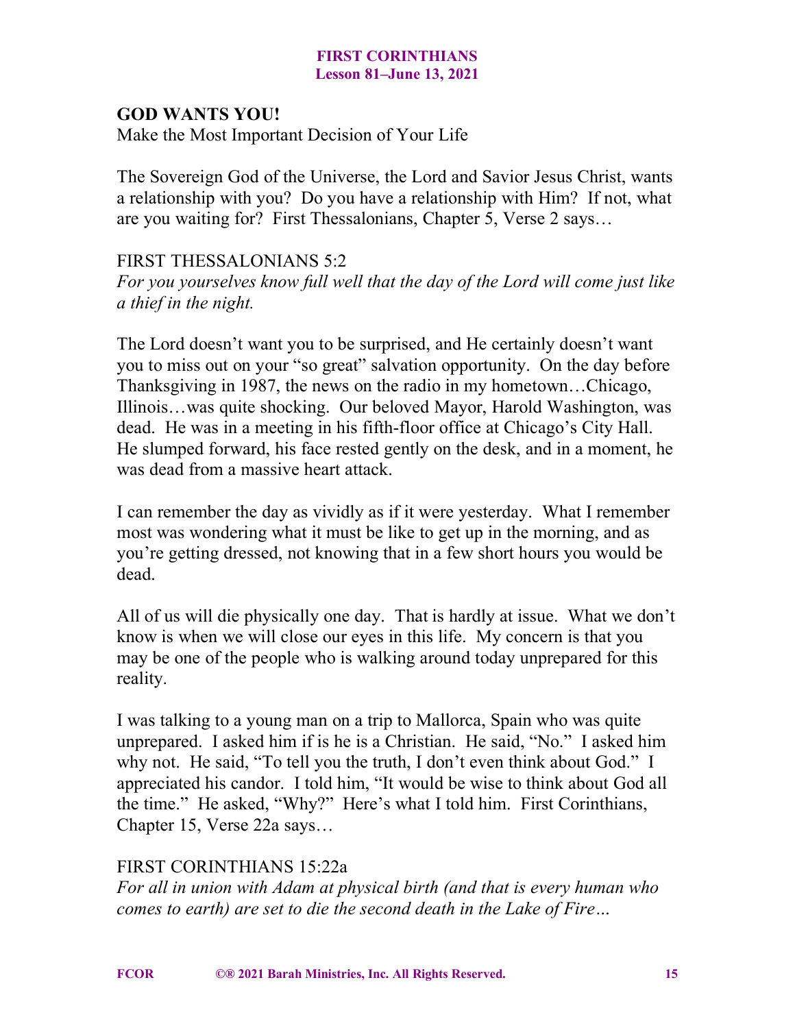## GOD WANTS YOU!

Make the Most Important Decision of Your Life

The Sovereign God of the Universe, the Lord and Savior Jesus Christ, wants a relationship with you? Do you have a relationship with Him? If not, what are you waiting for? First Thessalonians, Chapter 5, Verse 2 says…

FIRST THESSALONIANS 5:2
*For you yourselves know full well that the day of the Lord will come just like a thief in the night.*

The Lord doesn't want you to be surprised, and He certainly doesn't want you to miss out on your "so great" salvation opportunity. On the day before Thanksgiving in 1987, the news on the radio in my hometown…Chicago, Illinois…was quite shocking. Our beloved Mayor, Harold Washington, was dead. He was in a meeting in his fifth-floor office at Chicago's City Hall. He slumped forward, his face rested gently on the desk, and in a moment, he was dead from a massive heart attack.

I can remember the day as vividly as if it were yesterday. What I remember most was wondering what it must be like to get up in the morning, and as you're getting dressed, not knowing that in a few short hours you would be dead.

All of us will die physically one day. That is hardly at issue. What we don't know is when we will close our eyes in this life. My concern is that you may be one of the people who is walking around today unprepared for this reality.

I was talking to a young man on a trip to Mallorca, Spain who was quite unprepared. I asked him if is he is a Christian. He said, "No." I asked him why not. He said, "To tell you the truth, I don't even think about God." I appreciated his candor. I told him, "It would be wise to think about God all the time." He asked, "Why?" Here's what I told him. First Corinthians, Chapter 15, Verse 22a says…

FIRST CORINTHIANS 15:22a
*For all in union with Adam at physical birth (and that is every human who comes to earth) are set to die the second death in the Lake of Fire…*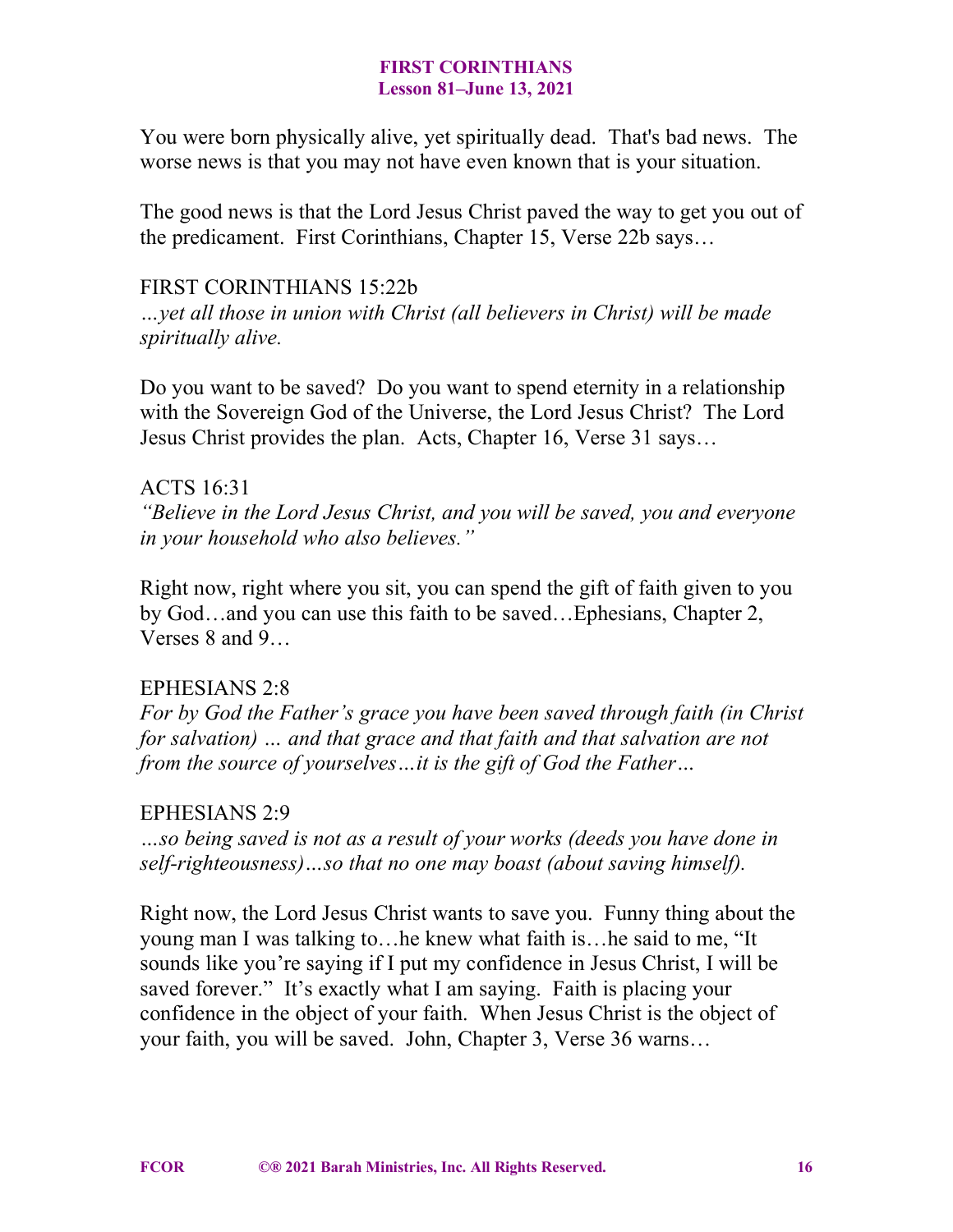You were born physically alive, yet spiritually dead. That's bad news. The worse news is that you may not have even known that is your situation.

The good news is that the Lord Jesus Christ paved the way to get you out of the predicament. First Corinthians, Chapter 15, Verse 22b says…

FIRST CORINTHIANS 15:22b
*…yet all those in union with Christ (all believers in Christ) will be made spiritually alive.*

Do you want to be saved? Do you want to spend eternity in a relationship with the Sovereign God of the Universe, the Lord Jesus Christ? The Lord Jesus Christ provides the plan. Acts, Chapter 16, Verse 31 says…

ACTS 16:31
*"Believe in the Lord Jesus Christ, and you will be saved, you and everyone in your household who also believes."*

Right now, right where you sit, you can spend the gift of faith given to you by God…and you can use this faith to be saved…Ephesians, Chapter 2, Verses 8 and 9…

EPHESIANS 2:8
*For by God the Father's grace you have been saved through faith (in Christ for salvation) … and that grace and that faith and that salvation are not from the source of yourselves…it is the gift of God the Father…*

EPHESIANS 2:9
*…so being saved is not as a result of your works (deeds you have done in self-righteousness)…so that no one may boast (about saving himself).*

Right now, the Lord Jesus Christ wants to save you. Funny thing about the young man I was talking to…he knew what faith is…he said to me, "It sounds like you're saying if I put my confidence in Jesus Christ, I will be saved forever." It's exactly what I am saying. Faith is placing your confidence in the object of your faith. When Jesus Christ is the object of your faith, you will be saved. John, Chapter 3, Verse 36 warns…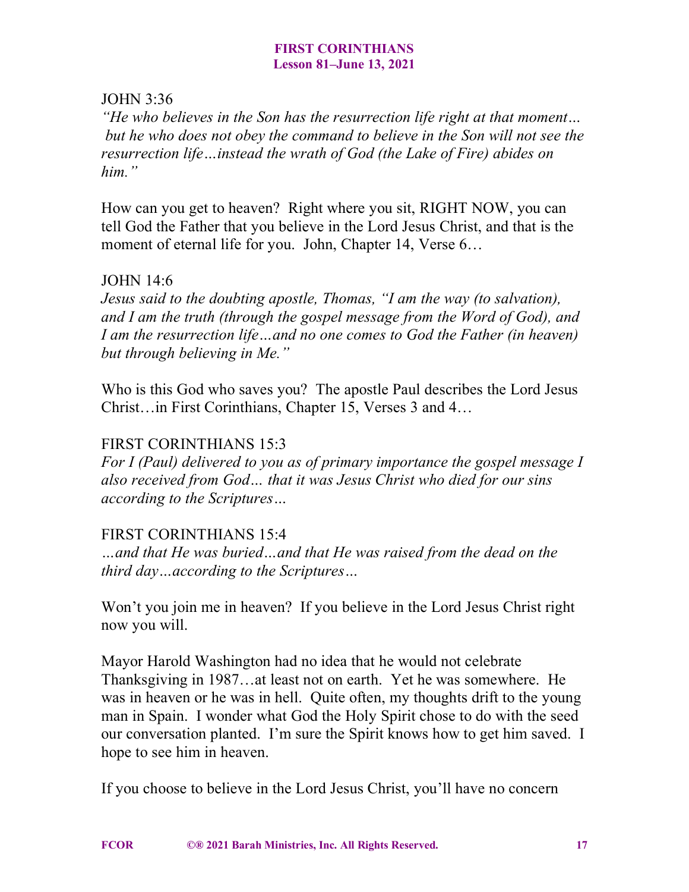JOHN 3:36

*"He who believes in the Son has the resurrection life right at that moment… but he who does not obey the command to believe in the Son will not see the resurrection life…instead the wrath of God (the Lake of Fire) abides on him."*

How can you get to heaven? Right where you sit, RIGHT NOW, you can tell God the Father that you believe in the Lord Jesus Christ, and that is the moment of eternal life for you. John, Chapter 14, Verse 6…

JOHN 14:6

*Jesus said to the doubting apostle, Thomas, "I am the way (to salvation), and I am the truth (through the gospel message from the Word of God), and I am the resurrection life…and no one comes to God the Father (in heaven) but through believing in Me."*

Who is this God who saves you? The apostle Paul describes the Lord Jesus Christ…in First Corinthians, Chapter 15, Verses 3 and 4…

FIRST CORINTHIANS 15:3

*For I (Paul) delivered to you as of primary importance the gospel message I also received from God… that it was Jesus Christ who died for our sins according to the Scriptures…*

FIRST CORINTHIANS 15:4

*…and that He was buried…and that He was raised from the dead on the third day…according to the Scriptures…*

Won't you join me in heaven? If you believe in the Lord Jesus Christ right now you will.

Mayor Harold Washington had no idea that he would not celebrate Thanksgiving in 1987…at least not on earth. Yet he was somewhere. He was in heaven or he was in hell. Quite often, my thoughts drift to the young man in Spain. I wonder what God the Holy Spirit chose to do with the seed our conversation planted. I'm sure the Spirit knows how to get him saved. I hope to see him in heaven.

If you choose to believe in the Lord Jesus Christ, you'll have no concern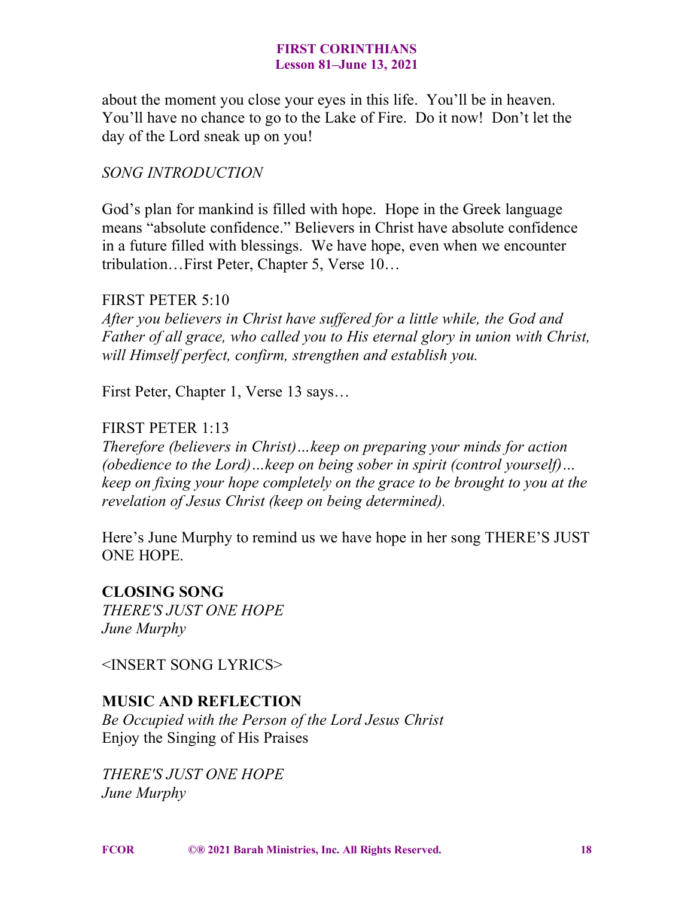about the moment you close your eyes in this life. You'll be in heaven. You'll have no chance to go to the Lake of Fire. Do it now! Don't let the day of the Lord sneak up on you!

*SONG INTRODUCTION*

God's plan for mankind is filled with hope. Hope in the Greek language means "absolute confidence." Believers in Christ have absolute confidence in a future filled with blessings. We have hope, even when we encounter tribulation…First Peter, Chapter 5, Verse 10…

FIRST PETER 5:10
*After you believers in Christ have suffered for a little while, the God and Father of all grace, who called you to His eternal glory in union with Christ, will Himself perfect, confirm, strengthen and establish you.*

First Peter, Chapter 1, Verse 13 says…

FIRST PETER 1:13
*Therefore (believers in Christ)…keep on preparing your minds for action (obedience to the Lord)…keep on being sober in spirit (control yourself)… keep on fixing your hope completely on the grace to be brought to you at the revelation of Jesus Christ (keep on being determined).*

Here's June Murphy to remind us we have hope in her song THERE'S JUST ONE HOPE.

**CLOSING SONG**
*THERE'S JUST ONE HOPE*
*June Murphy*

<INSERT SONG LYRICS>

**MUSIC AND REFLECTION**
*Be Occupied with the Person of the Lord Jesus Christ*
Enjoy the Singing of His Praises

*THERE'S JUST ONE HOPE*
*June Murphy*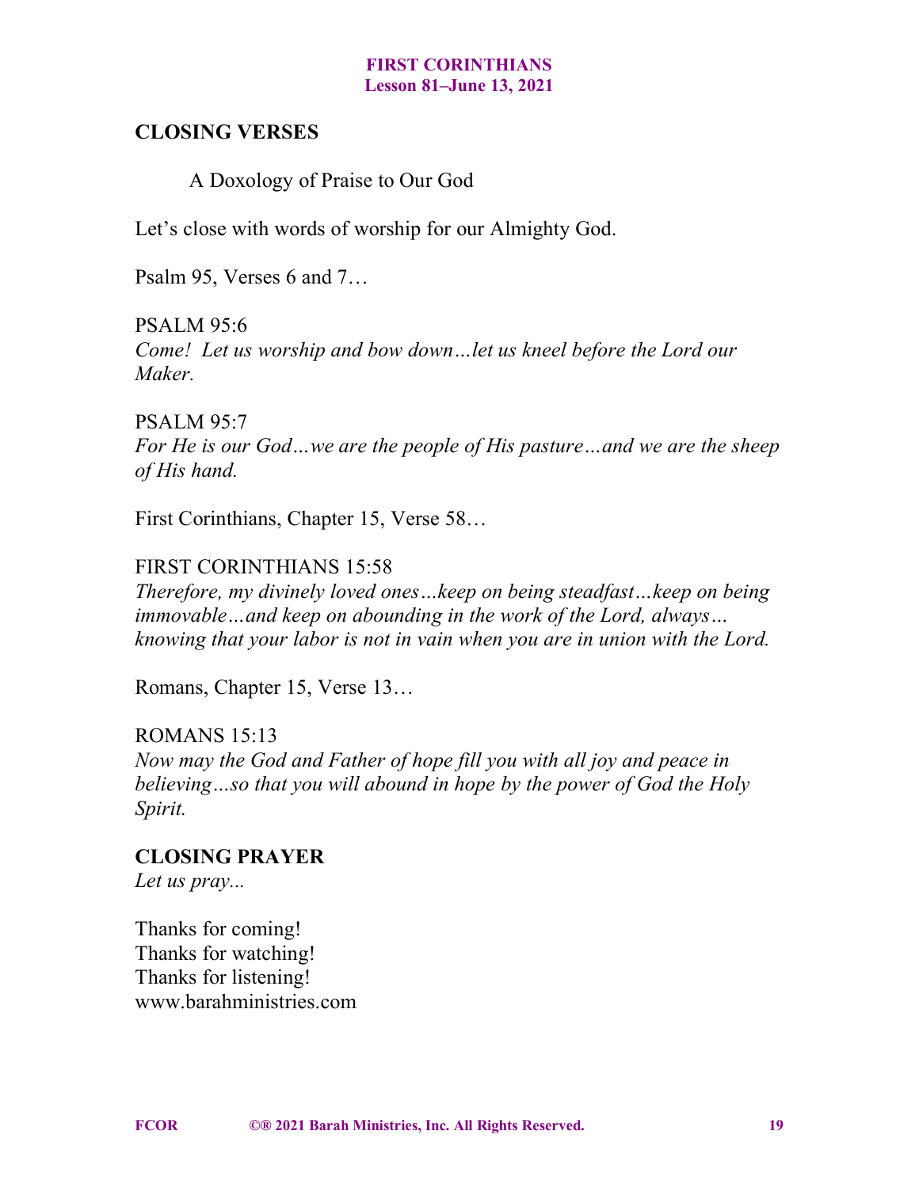## CLOSING VERSES

A Doxology of Praise to Our God

Let's close with words of worship for our Almighty God.

Psalm 95, Verses 6 and 7…

PSALM 95:6
*Come! Let us worship and bow down…let us kneel before the Lord our Maker.*

PSALM 95:7
*For He is our God…we are the people of His pasture…and we are the sheep of His hand.*

First Corinthians, Chapter 15, Verse 58…

FIRST CORINTHIANS 15:58
*Therefore, my divinely loved ones…keep on being steadfast…keep on being immovable…and keep on abounding in the work of the Lord, always…knowing that your labor is not in vain when you are in union with the Lord.*

Romans, Chapter 15, Verse 13…

ROMANS 15:13
*Now may the God and Father of hope fill you with all joy and peace in believing…so that you will abound in hope by the power of God the Holy Spirit.*

## CLOSING PRAYER

*Let us pray...*

Thanks for coming!
Thanks for watching!
Thanks for listening!
www.barahministries.com